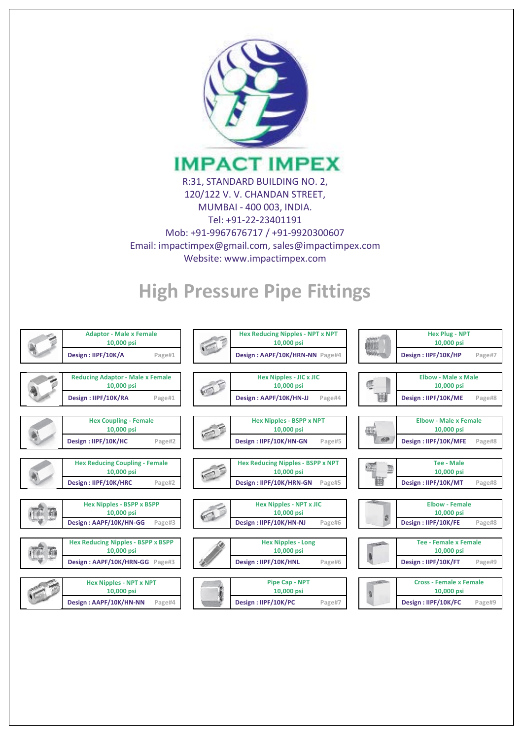# IMPACT IMPEX

R:31, STANDARD BUILDING NO. 2,
120/122 V. V. CHANDAN STREET,
MUMBAI - 400 003, INDIA.
Tel: +91-22-23401191
Mob: +91-9967676717 / +91-9920300607
Email: impactimpex@gmail.com, sales@impactimpex.com
Website: www.impactimpex.com

## High Pressure Pipe Fittings

| Product | Pressure | Design | Page |
|---|---|---|---|
| Adaptor - Male x Female | 10,000 psi | IIPF/10K/A | Page#1 |
| Reducing Adaptor - Male x Female | 10,000 psi | IIPF/10K/RA | Page#1 |
| Hex Coupling - Female | 10,000 psi | IIPF/10K/HC | Page#2 |
| Hex Reducing Coupling - Female | 10,000 psi | IIPF/10K/HRC | Page#2 |
| Hex Nipples - BSPP x BSPP | 10,000 psi | AAPF/10K/HN-GG | Page#3 |
| Hex Reducing Nipples - BSPP x BSPP | 10,000 psi | AAPF/10K/HRN-GG | Page#3 |
| Hex Nipples - NPT x NPT | 10,000 psi | AAPF/10K/HN-NN | Page#4 |
| Hex Reducing Nipples - NPT x NPT | 10,000 psi | AAPF/10K/HRN-NN | Page#4 |
| Hex Nipples - JIC x JIC | 10,000 psi | AAPF/10K/HN-JJ | Page#4 |
| Hex Nipples - BSPP x NPT | 10,000 psi | IIPF/10K/HN-GN | Page#5 |
| Hex Reducing Nipples - BSPP x NPT | 10,000 psi | IIPF/10K/HRN-GN | Page#5 |
| Hex Nipples - NPT x JIC | 10,000 psi | IIPF/10K/HN-NJ | Page#6 |
| Hex Nipples - Long | 10,000 psi | IIPF/10K/HNL | Page#6 |
| Pipe Cap - NPT | 10,000 psi | IIPF/10K/PC | Page#7 |
| Hex Plug - NPT | 10,000 psi | IIPF/10K/HP | Page#7 |
| Elbow - Male x Male | 10,000 psi | IIPF/10K/ME | Page#8 |
| Elbow - Male x Female | 10,000 psi | IIPF/10K/MFE | Page#8 |
| Tee - Male | 10,000 psi | IIPF/10K/MT | Page#8 |
| Elbow - Female | 10,000 psi | IIPF/10K/FE | Page#8 |
| Tee - Female x Female | 10,000 psi | IIPF/10K/FT | Page#9 |
| Cross - Female x Female | 10,000 psi | IIPF/10K/FC | Page#9 |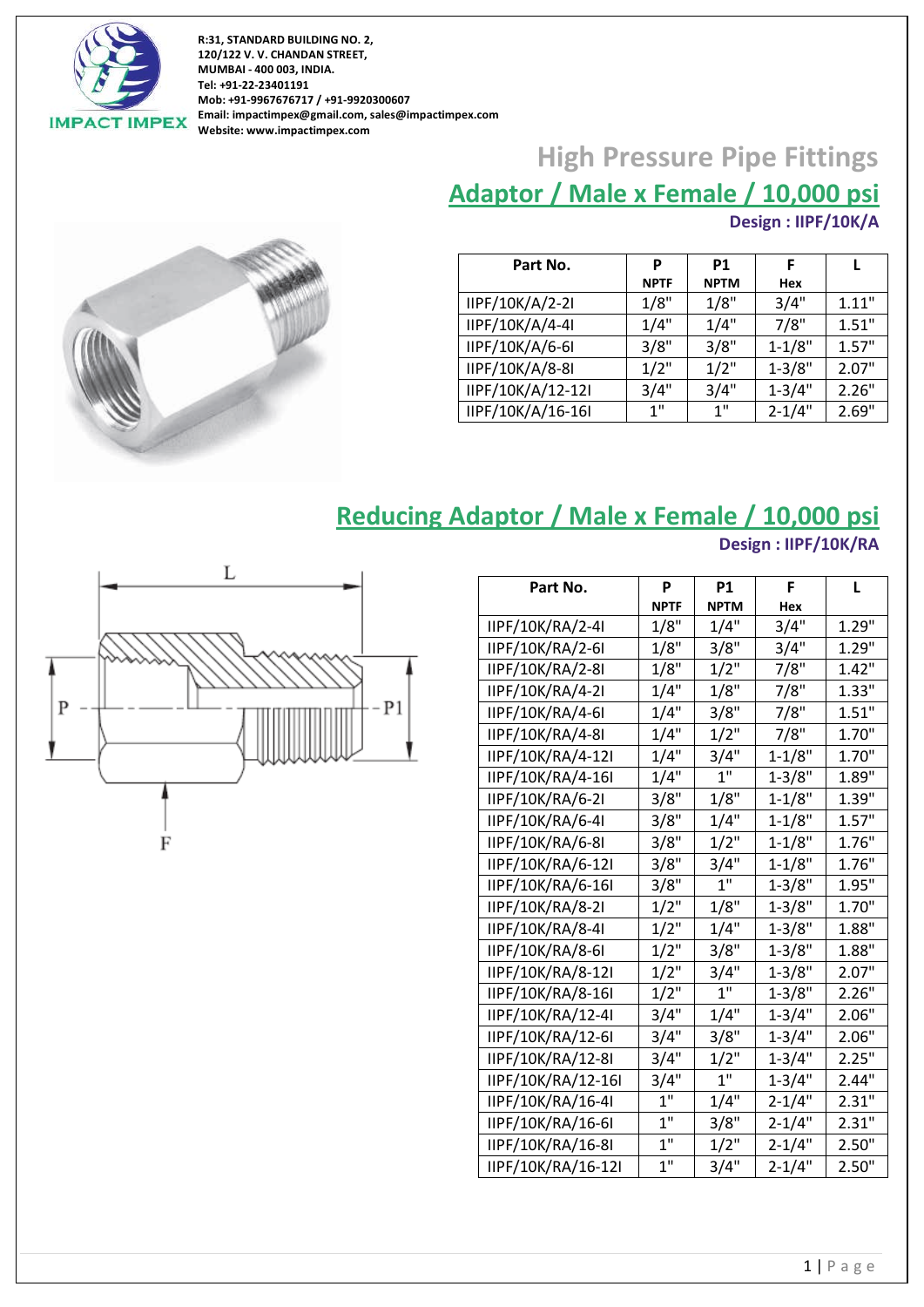R:31, STANDARD BUILDING NO. 2,
120/122 V. V. CHANDAN STREET,
MUMBAI - 400 003, INDIA.
Tel: +91-22-23401191
Mob: +91-9967676717 / +91-9920300607
Email: impactimpex@gmail.com, sales@impactimpex.com
Website: www.impactimpex.com

# High Pressure Pipe Fittings

## Adaptor / Male x Female / 10,000 psi

**Design : IIPF/10K/A**

| Part No. | P NPTF | P1 NPTM | F Hex | L |
|---|---|---|---|---|
| IIPF/10K/A/2-2I | 1/8" | 1/8" | 3/4" | 1.11" |
| IIPF/10K/A/4-4I | 1/4" | 1/4" | 7/8" | 1.51" |
| IIPF/10K/A/6-6I | 3/8" | 3/8" | 1-1/8" | 1.57" |
| IIPF/10K/A/8-8I | 1/2" | 1/2" | 1-3/8" | 2.07" |
| IIPF/10K/A/12-12I | 3/4" | 3/4" | 1-3/4" | 2.26" |
| IIPF/10K/A/16-16I | 1" | 1" | 2-1/4" | 2.69" |

## Reducing Adaptor / Male x Female / 10,000 psi

**Design : IIPF/10K/RA**

L

P

P1

F

| Part No. | P NPTF | P1 NPTM | F Hex | L |
|---|---|---|---|---|
| IIPF/10K/RA/2-4I | 1/8" | 1/4" | 3/4" | 1.29" |
| IIPF/10K/RA/2-6I | 1/8" | 3/8" | 3/4" | 1.29" |
| IIPF/10K/RA/2-8I | 1/8" | 1/2" | 7/8" | 1.42" |
| IIPF/10K/RA/4-2I | 1/4" | 1/8" | 7/8" | 1.33" |
| IIPF/10K/RA/4-6I | 1/4" | 3/8" | 7/8" | 1.51" |
| IIPF/10K/RA/4-8I | 1/4" | 1/2" | 7/8" | 1.70" |
| IIPF/10K/RA/4-12I | 1/4" | 3/4" | 1-1/8" | 1.70" |
| IIPF/10K/RA/4-16I | 1/4" | 1" | 1-3/8" | 1.89" |
| IIPF/10K/RA/6-2I | 3/8" | 1/8" | 1-1/8" | 1.39" |
| IIPF/10K/RA/6-4I | 3/8" | 1/4" | 1-1/8" | 1.57" |
| IIPF/10K/RA/6-8I | 3/8" | 1/2" | 1-1/8" | 1.76" |
| IIPF/10K/RA/6-12I | 3/8" | 3/4" | 1-1/8" | 1.76" |
| IIPF/10K/RA/6-16I | 3/8" | 1" | 1-3/8" | 1.95" |
| IIPF/10K/RA/8-2I | 1/2" | 1/8" | 1-3/8" | 1.70" |
| IIPF/10K/RA/8-4I | 1/2" | 1/4" | 1-3/8" | 1.88" |
| IIPF/10K/RA/8-6I | 1/2" | 3/8" | 1-3/8" | 1.88" |
| IIPF/10K/RA/8-12I | 1/2" | 3/4" | 1-3/8" | 2.07" |
| IIPF/10K/RA/8-16I | 1/2" | 1" | 1-3/8" | 2.26" |
| IIPF/10K/RA/12-4I | 3/4" | 1/4" | 1-3/4" | 2.06" |
| IIPF/10K/RA/12-6I | 3/4" | 3/8" | 1-3/4" | 2.06" |
| IIPF/10K/RA/12-8I | 3/4" | 1/2" | 1-3/4" | 2.25" |
| IIPF/10K/RA/12-16I | 3/4" | 1" | 1-3/4" | 2.44" |
| IIPF/10K/RA/16-4I | 1" | 1/4" | 2-1/4" | 2.31" |
| IIPF/10K/RA/16-6I | 1" | 3/8" | 2-1/4" | 2.31" |
| IIPF/10K/RA/16-8I | 1" | 1/2" | 2-1/4" | 2.50" |
| IIPF/10K/RA/16-12I | 1" | 3/4" | 2-1/4" | 2.50" |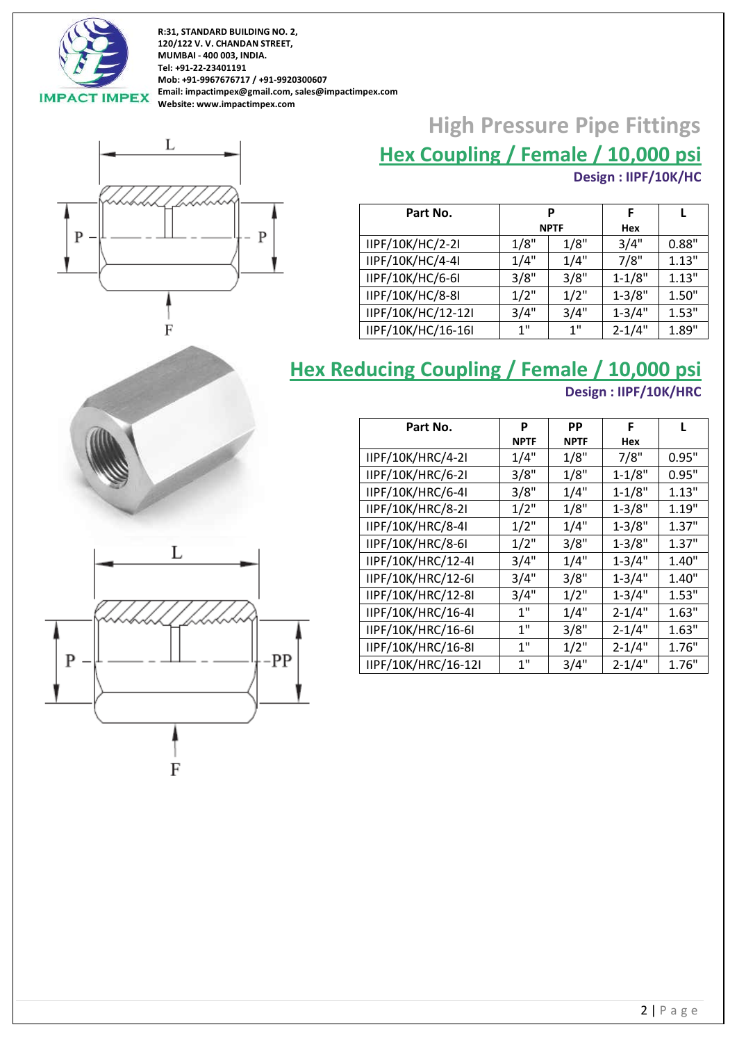R:31, STANDARD BUILDING NO. 2,
120/122 V. V. CHANDAN STREET,
MUMBAI - 400 003, INDIA.
Tel: +91-22-23401191
Mob: +91-9967676717 / +91-9920300607
Email: impactimpex@gmail.com, sales@impactimpex.com
Website: www.impactimpex.com

IMPACT IMPEX

# High Pressure Pipe Fittings

## Hex Coupling / Female / 10,000 psi

**Design : IIPF/10K/HC**

| Part No. | P | | F | L |
|---|---|---|---|---|
| | NPTF | | Hex | |
| IIPF/10K/HC/2-2I | 1/8" | 1/8" | 3/4" | 0.88" |
| IIPF/10K/HC/4-4I | 1/4" | 1/4" | 7/8" | 1.13" |
| IIPF/10K/HC/6-6I | 3/8" | 3/8" | 1-1/8" | 1.13" |
| IIPF/10K/HC/8-8I | 1/2" | 1/2" | 1-3/8" | 1.50" |
| IIPF/10K/HC/12-12I | 3/4" | 3/4" | 1-3/4" | 1.53" |
| IIPF/10K/HC/16-16I | 1" | 1" | 2-1/4" | 1.89" |

## Hex Reducing Coupling / Female / 10,000 psi

**Design : IIPF/10K/HRC**

| Part No. | P NPTF | PP NPTF | F Hex | L |
|---|---|---|---|---|
| IIPF/10K/HRC/4-2I | 1/4" | 1/8" | 7/8" | 0.95" |
| IIPF/10K/HRC/6-2I | 3/8" | 1/8" | 1-1/8" | 0.95" |
| IIPF/10K/HRC/6-4I | 3/8" | 1/4" | 1-1/8" | 1.13" |
| IIPF/10K/HRC/8-2I | 1/2" | 1/8" | 1-3/8" | 1.19" |
| IIPF/10K/HRC/8-4I | 1/2" | 1/4" | 1-3/8" | 1.37" |
| IIPF/10K/HRC/8-6I | 1/2" | 3/8" | 1-3/8" | 1.37" |
| IIPF/10K/HRC/12-4I | 3/4" | 1/4" | 1-3/4" | 1.40" |
| IIPF/10K/HRC/12-6I | 3/4" | 3/8" | 1-3/4" | 1.40" |
| IIPF/10K/HRC/12-8I | 3/4" | 1/2" | 1-3/4" | 1.53" |
| IIPF/10K/HRC/16-4I | 1" | 1/4" | 2-1/4" | 1.63" |
| IIPF/10K/HRC/16-6I | 1" | 3/8" | 2-1/4" | 1.63" |
| IIPF/10K/HRC/16-8I | 1" | 1/2" | 2-1/4" | 1.76" |
| IIPF/10K/HRC/16-12I | 1" | 3/4" | 2-1/4" | 1.76" |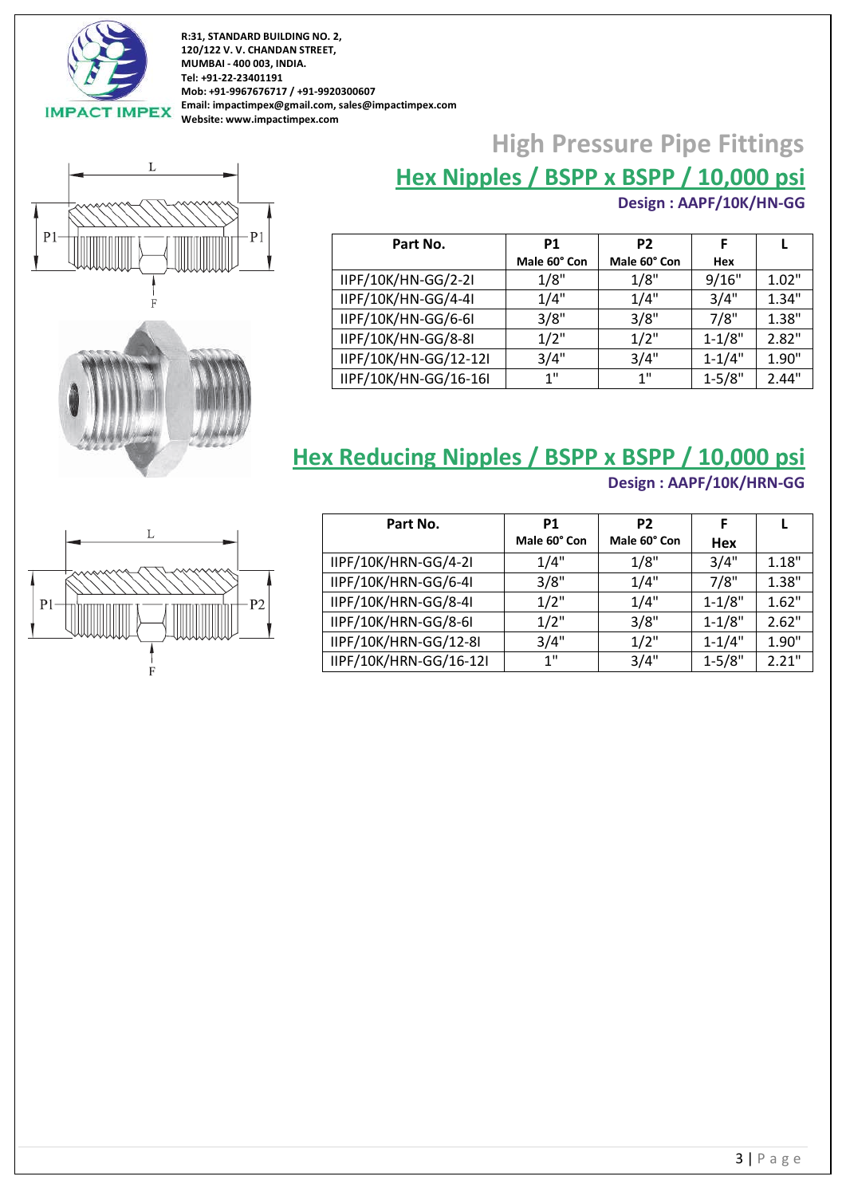R:31, STANDARD BUILDING NO. 2,
120/122 V. V. CHANDAN STREET,
MUMBAI - 400 003, INDIA.
Tel: +91-22-23401191
Mob: +91-9967676717 / +91-9920300607
Email: impactimpex@gmail.com, sales@impactimpex.com
Website: www.impactimpex.com

# High Pressure Pipe Fittings

## Hex Nipples / BSPP x BSPP / 10,000 psi

**Design : AAPF/10K/HN-GG**

| Part No. | P1 Male 60° Con | P2 Male 60° Con | F Hex | L |
|---|---|---|---|---|
| IIPF/10K/HN-GG/2-2I | 1/8" | 1/8" | 9/16" | 1.02" |
| IIPF/10K/HN-GG/4-4I | 1/4" | 1/4" | 3/4" | 1.34" |
| IIPF/10K/HN-GG/6-6I | 3/8" | 3/8" | 7/8" | 1.38" |
| IIPF/10K/HN-GG/8-8I | 1/2" | 1/2" | 1-1/8" | 2.82" |
| IIPF/10K/HN-GG/12-12I | 3/4" | 3/4" | 1-1/4" | 1.90" |
| IIPF/10K/HN-GG/16-16I | 1" | 1" | 1-5/8" | 2.44" |

## Hex Reducing Nipples / BSPP x BSPP / 10,000 psi

**Design : AAPF/10K/HRN-GG**

| Part No. | P1 Male 60° Con | P2 Male 60° Con | F Hex | L |
|---|---|---|---|---|
| IIPF/10K/HRN-GG/4-2I | 1/4" | 1/8" | 3/4" | 1.18" |
| IIPF/10K/HRN-GG/6-4I | 3/8" | 1/4" | 7/8" | 1.38" |
| IIPF/10K/HRN-GG/8-4I | 1/2" | 1/4" | 1-1/8" | 1.62" |
| IIPF/10K/HRN-GG/8-6I | 1/2" | 3/8" | 1-1/8" | 2.62" |
| IIPF/10K/HRN-GG/12-8I | 3/4" | 1/2" | 1-1/4" | 1.90" |
| IIPF/10K/HRN-GG/16-12I | 1" | 3/4" | 1-5/8" | 2.21" |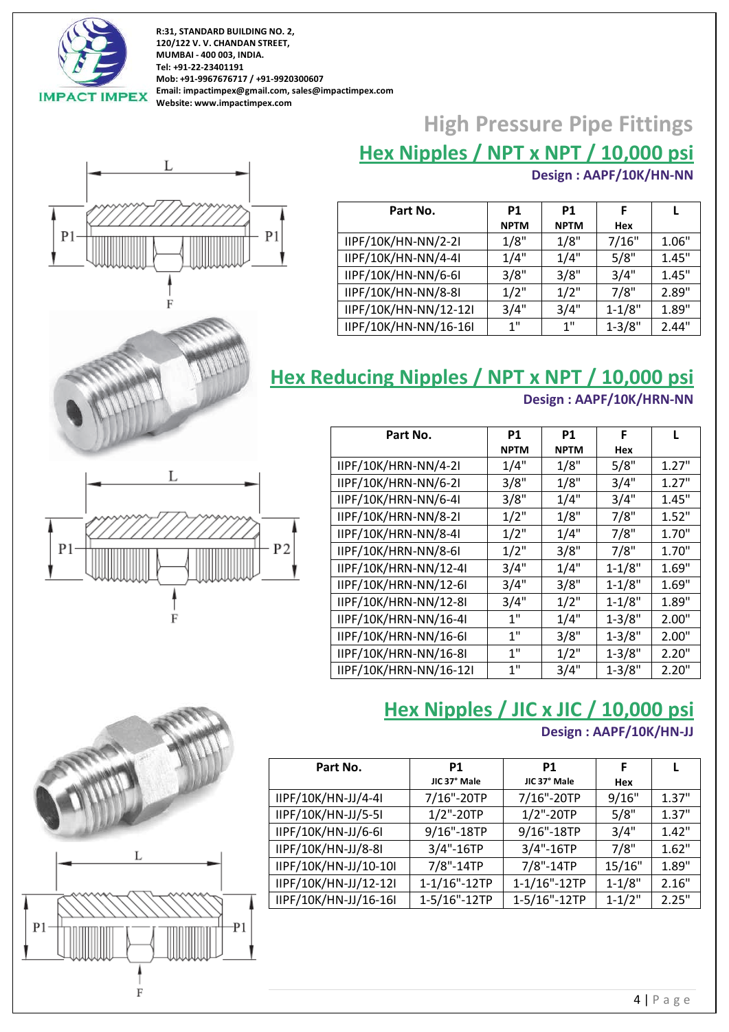R:31, STANDARD BUILDING NO. 2,
120/122 V. V. CHANDAN STREET,
MUMBAI - 400 003, INDIA.
Tel: +91-22-23401191
Mob: +91-9967676717 / +91-9920300607
Email: impactimpex@gmail.com, sales@impactimpex.com
Website: www.impactimpex.com

# High Pressure Pipe Fittings

## Hex Nipples / NPT x NPT / 10,000 psi

**Design : AAPF/10K/HN-NN**

| Part No. | P1 NPTM | P1 NPTM | F Hex | L |
|---|---|---|---|---|
| IIPF/10K/HN-NN/2-2I | 1/8" | 1/8" | 7/16" | 1.06" |
| IIPF/10K/HN-NN/4-4I | 1/4" | 1/4" | 5/8" | 1.45" |
| IIPF/10K/HN-NN/6-6I | 3/8" | 3/8" | 3/4" | 1.45" |
| IIPF/10K/HN-NN/8-8I | 1/2" | 1/2" | 7/8" | 2.89" |
| IIPF/10K/HN-NN/12-12I | 3/4" | 3/4" | 1-1/8" | 1.89" |
| IIPF/10K/HN-NN/16-16I | 1" | 1" | 1-3/8" | 2.44" |

## Hex Reducing Nipples / NPT x NPT / 10,000 psi

**Design : AAPF/10K/HRN-NN**

| Part No. | P1 NPTM | P1 NPTM | F Hex | L |
|---|---|---|---|---|
| IIPF/10K/HRN-NN/4-2I | 1/4" | 1/8" | 5/8" | 1.27" |
| IIPF/10K/HRN-NN/6-2I | 3/8" | 1/8" | 3/4" | 1.27" |
| IIPF/10K/HRN-NN/6-4I | 3/8" | 1/4" | 3/4" | 1.45" |
| IIPF/10K/HRN-NN/8-2I | 1/2" | 1/8" | 7/8" | 1.52" |
| IIPF/10K/HRN-NN/8-4I | 1/2" | 1/4" | 7/8" | 1.70" |
| IIPF/10K/HRN-NN/8-6I | 1/2" | 3/8" | 7/8" | 1.70" |
| IIPF/10K/HRN-NN/12-4I | 3/4" | 1/4" | 1-1/8" | 1.69" |
| IIPF/10K/HRN-NN/12-6I | 3/4" | 3/8" | 1-1/8" | 1.69" |
| IIPF/10K/HRN-NN/12-8I | 3/4" | 1/2" | 1-1/8" | 1.89" |
| IIPF/10K/HRN-NN/16-4I | 1" | 1/4" | 1-3/8" | 2.00" |
| IIPF/10K/HRN-NN/16-6I | 1" | 3/8" | 1-3/8" | 2.00" |
| IIPF/10K/HRN-NN/16-8I | 1" | 1/2" | 1-3/8" | 2.20" |
| IIPF/10K/HRN-NN/16-12I | 1" | 3/4" | 1-3/8" | 2.20" |

## Hex Nipples / JIC x JIC / 10,000 psi

**Design : AAPF/10K/HN-JJ**

| Part No. | P1 JIC 37° Male | P1 JIC 37° Male | F Hex | L |
|---|---|---|---|---|
| IIPF/10K/HN-JJ/4-4I | 7/16"-20TP | 7/16"-20TP | 9/16" | 1.37" |
| IIPF/10K/HN-JJ/5-5I | 1/2"-20TP | 1/2"-20TP | 5/8" | 1.37" |
| IIPF/10K/HN-JJ/6-6I | 9/16"-18TP | 9/16"-18TP | 3/4" | 1.42" |
| IIPF/10K/HN-JJ/8-8I | 3/4"-16TP | 3/4"-16TP | 7/8" | 1.62" |
| IIPF/10K/HN-JJ/10-10I | 7/8"-14TP | 7/8"-14TP | 15/16" | 1.89" |
| IIPF/10K/HN-JJ/12-12I | 1-1/16"-12TP | 1-1/16"-12TP | 1-1/8" | 2.16" |
| IIPF/10K/HN-JJ/16-16I | 1-5/16"-12TP | 1-5/16"-12TP | 1-1/2" | 2.25" |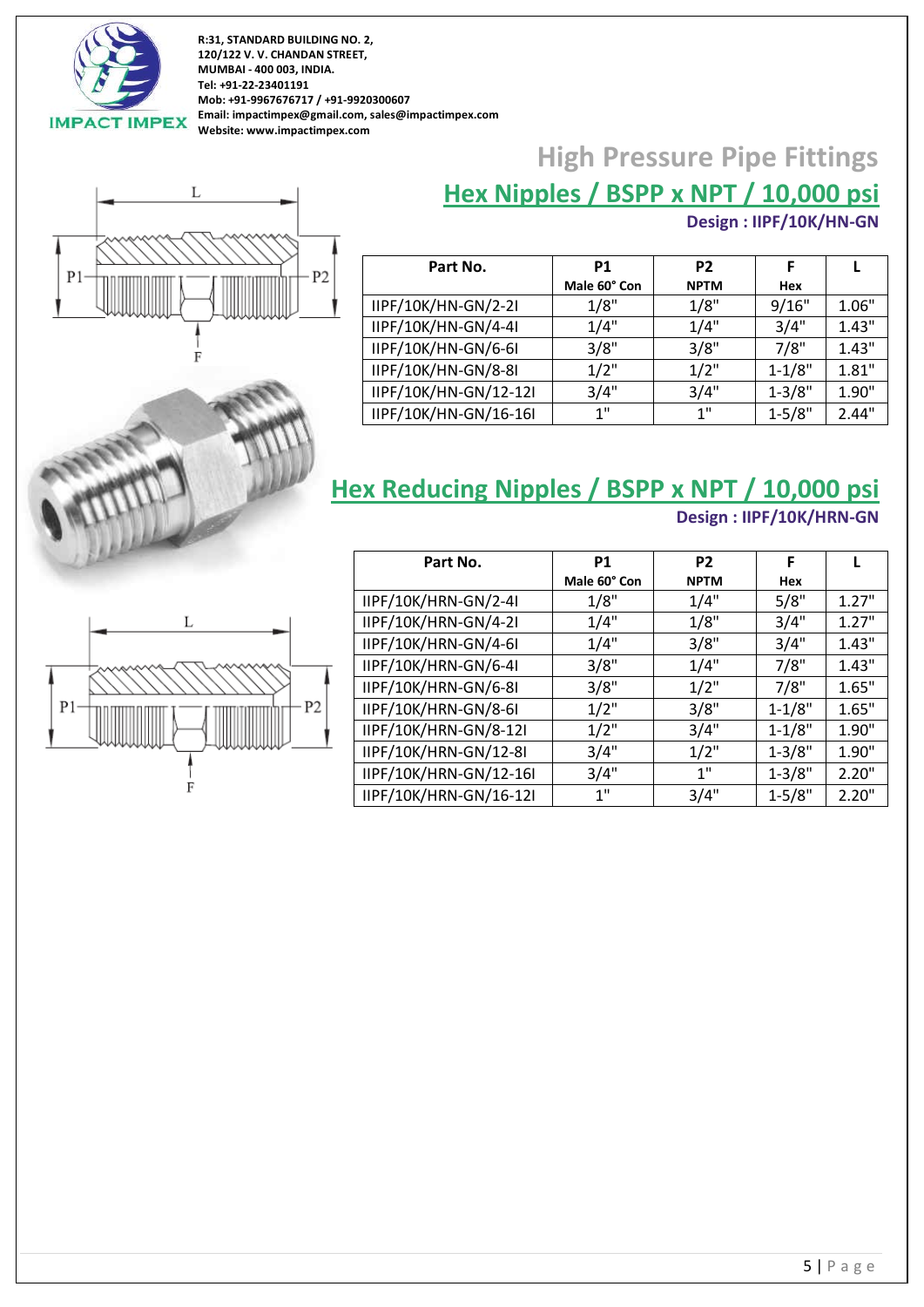# High Pressure Pipe Fittings

## Hex Nipples / BSPP x NPT / 10,000 psi

**Design : IIPF/10K/HN-GN**

| Part No. | P1 Male 60° Con | P2 NPTM | F Hex | L |
|---|---|---|---|---|
| IIPF/10K/HN-GN/2-2I | 1/8" | 1/8" | 9/16" | 1.06" |
| IIPF/10K/HN-GN/4-4I | 1/4" | 1/4" | 3/4" | 1.43" |
| IIPF/10K/HN-GN/6-6I | 3/8" | 3/8" | 7/8" | 1.43" |
| IIPF/10K/HN-GN/8-8I | 1/2" | 1/2" | 1-1/8" | 1.81" |
| IIPF/10K/HN-GN/12-12I | 3/4" | 3/4" | 1-3/8" | 1.90" |
| IIPF/10K/HN-GN/16-16I | 1" | 1" | 1-5/8" | 2.44" |

## Hex Reducing Nipples / BSPP x NPT / 10,000 psi

**Design : IIPF/10K/HRN-GN**

| Part No. | P1 Male 60° Con | P2 NPTM | F Hex | L |
|---|---|---|---|---|
| IIPF/10K/HRN-GN/2-4I | 1/8" | 1/4" | 5/8" | 1.27" |
| IIPF/10K/HRN-GN/4-2I | 1/4" | 1/8" | 3/4" | 1.27" |
| IIPF/10K/HRN-GN/4-6I | 1/4" | 3/8" | 3/4" | 1.43" |
| IIPF/10K/HRN-GN/6-4I | 3/8" | 1/4" | 7/8" | 1.43" |
| IIPF/10K/HRN-GN/6-8I | 3/8" | 1/2" | 7/8" | 1.65" |
| IIPF/10K/HRN-GN/8-6I | 1/2" | 3/8" | 1-1/8" | 1.65" |
| IIPF/10K/HRN-GN/8-12I | 1/2" | 3/4" | 1-1/8" | 1.90" |
| IIPF/10K/HRN-GN/12-8I | 3/4" | 1/2" | 1-3/8" | 1.90" |
| IIPF/10K/HRN-GN/12-16I | 3/4" | 1" | 1-3/8" | 2.20" |
| IIPF/10K/HRN-GN/16-12I | 1" | 3/4" | 1-5/8" | 2.20" |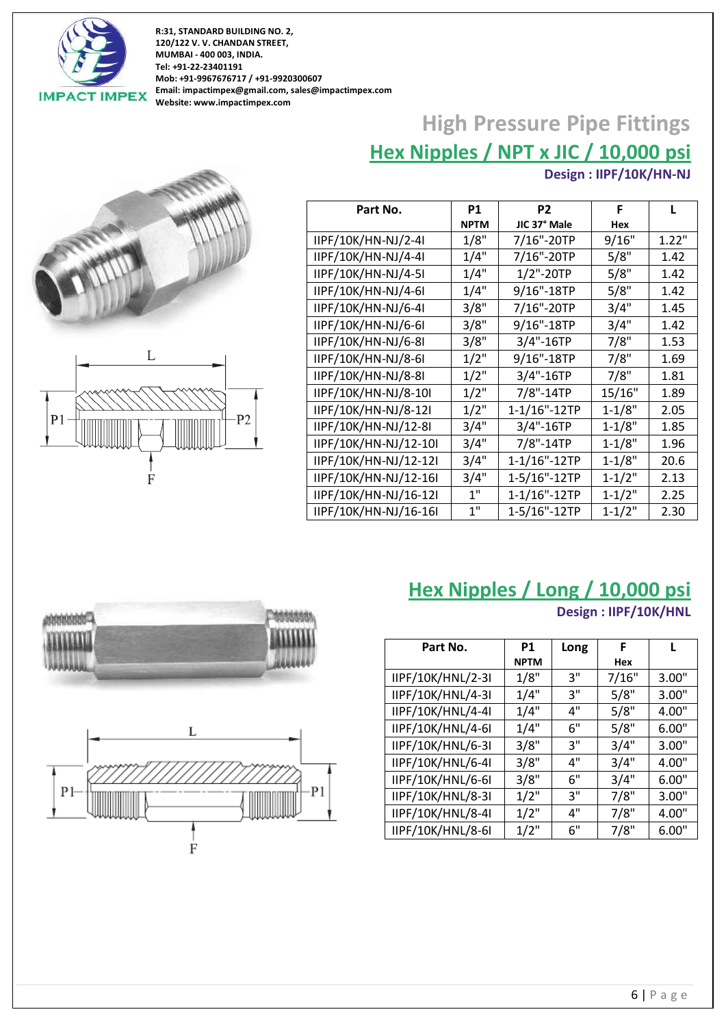R:31, STANDARD BUILDING NO. 2,
120/122 V. V. CHANDAN STREET,
MUMBAI - 400 003, INDIA.
Tel: +91-22-23401191
Mob: +91-9967676717 / +91-9920300607
Email: impactimpex@gmail.com, sales@impactimpex.com
Website: www.impactimpex.com

# High Pressure Pipe Fittings

## Hex Nipples / NPT x JIC / 10,000 psi

**Design : IIPF/10K/HN-NJ**

| Part No. | P1 NPTM | P2 JIC 37° Male | F Hex | L |
|---|---|---|---|---|
| IIPF/10K/HN-NJ/2-4I | 1/8" | 7/16"-20TP | 9/16" | 1.22" |
| IIPF/10K/HN-NJ/4-4I | 1/4" | 7/16"-20TP | 5/8" | 1.42 |
| IIPF/10K/HN-NJ/4-5I | 1/4" | 1/2"-20TP | 5/8" | 1.42 |
| IIPF/10K/HN-NJ/4-6I | 1/4" | 9/16"-18TP | 5/8" | 1.42 |
| IIPF/10K/HN-NJ/6-4I | 3/8" | 7/16"-20TP | 3/4" | 1.45 |
| IIPF/10K/HN-NJ/6-6I | 3/8" | 9/16"-18TP | 3/4" | 1.42 |
| IIPF/10K/HN-NJ/6-8I | 3/8" | 3/4"-16TP | 7/8" | 1.53 |
| IIPF/10K/HN-NJ/8-6I | 1/2" | 9/16"-18TP | 7/8" | 1.69 |
| IIPF/10K/HN-NJ/8-8I | 1/2" | 3/4"-16TP | 7/8" | 1.81 |
| IIPF/10K/HN-NJ/8-10I | 1/2" | 7/8"-14TP | 15/16" | 1.89 |
| IIPF/10K/HN-NJ/8-12I | 1/2" | 1-1/16"-12TP | 1-1/8" | 2.05 |
| IIPF/10K/HN-NJ/12-8I | 3/4" | 3/4"-16TP | 1-1/8" | 1.85 |
| IIPF/10K/HN-NJ/12-10I | 3/4" | 7/8"-14TP | 1-1/8" | 1.96 |
| IIPF/10K/HN-NJ/12-12I | 3/4" | 1-1/16"-12TP | 1-1/8" | 20.6 |
| IIPF/10K/HN-NJ/12-16I | 3/4" | 1-5/16"-12TP | 1-1/2" | 2.13 |
| IIPF/10K/HN-NJ/16-12I | 1" | 1-1/16"-12TP | 1-1/2" | 2.25 |
| IIPF/10K/HN-NJ/16-16I | 1" | 1-5/16"-12TP | 1-1/2" | 2.30 |

## Hex Nipples / Long / 10,000 psi

**Design : IIPF/10K/HNL**

| Part No. | P1 NPTM | Long | F Hex | L |
|---|---|---|---|---|
| IIPF/10K/HNL/2-3I | 1/8" | 3" | 7/16" | 3.00" |
| IIPF/10K/HNL/4-3I | 1/4" | 3" | 5/8" | 3.00" |
| IIPF/10K/HNL/4-4I | 1/4" | 4" | 5/8" | 4.00" |
| IIPF/10K/HNL/4-6I | 1/4" | 6" | 5/8" | 6.00" |
| IIPF/10K/HNL/6-3I | 3/8" | 3" | 3/4" | 3.00" |
| IIPF/10K/HNL/6-4I | 3/8" | 4" | 3/4" | 4.00" |
| IIPF/10K/HNL/6-6I | 3/8" | 6" | 3/4" | 6.00" |
| IIPF/10K/HNL/8-3I | 1/2" | 3" | 7/8" | 3.00" |
| IIPF/10K/HNL/8-4I | 1/2" | 4" | 7/8" | 4.00" |
| IIPF/10K/HNL/8-6I | 1/2" | 6" | 7/8" | 6.00" |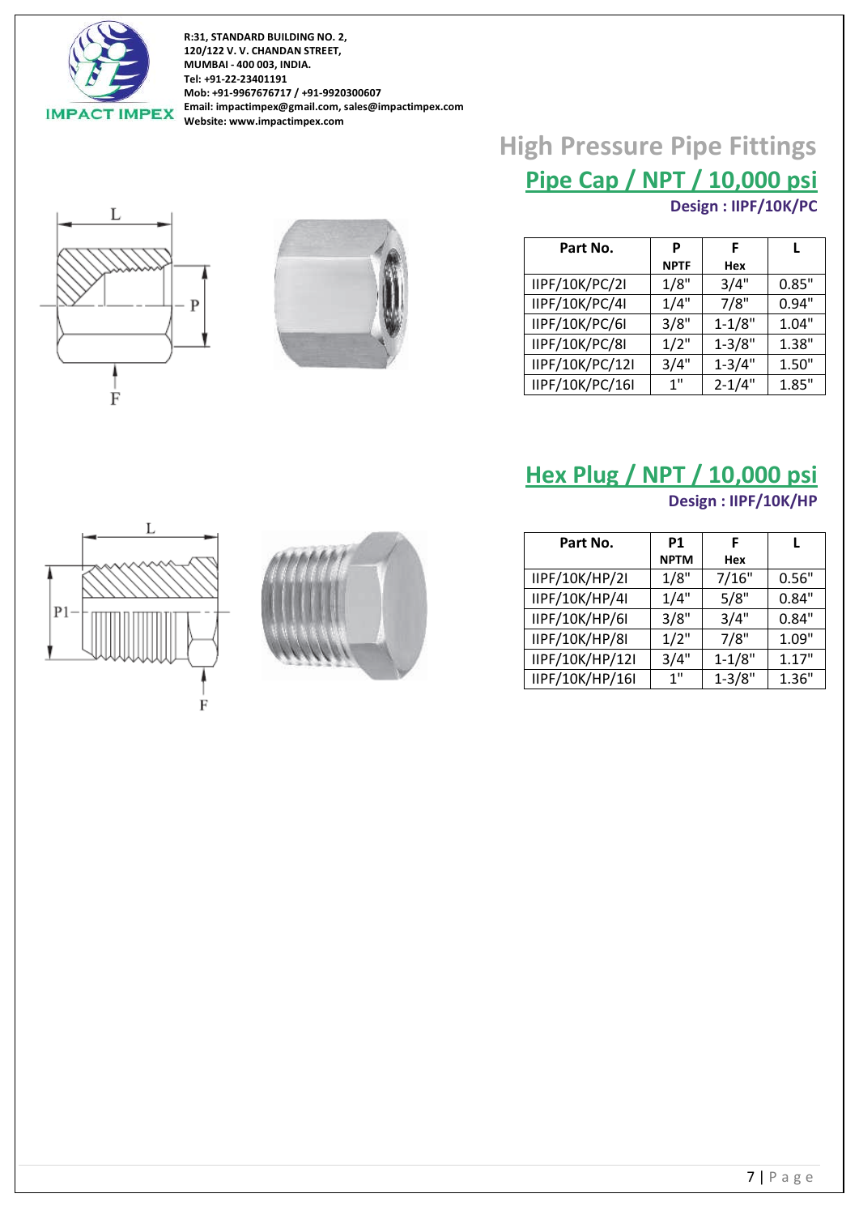R:31, STANDARD BUILDING NO. 2,
120/122 V. V. CHANDAN STREET,
MUMBAI - 400 003, INDIA.
Tel: +91-22-23401191
Mob: +91-9967676717 / +91-9920300607
Email: impactimpex@gmail.com, sales@impactimpex.com
Website: www.impactimpex.com

# High Pressure Pipe Fittings

## Pipe Cap / NPT / 10,000 psi

**Design : IIPF/10K/PC**

| Part No. | P NPTF | F Hex | L |
|---|---|---|---|
| IIPF/10K/PC/2I | 1/8" | 3/4" | 0.85" |
| IIPF/10K/PC/4I | 1/4" | 7/8" | 0.94" |
| IIPF/10K/PC/6I | 3/8" | 1-1/8" | 1.04" |
| IIPF/10K/PC/8I | 1/2" | 1-3/8" | 1.38" |
| IIPF/10K/PC/12I | 3/4" | 1-3/4" | 1.50" |
| IIPF/10K/PC/16I | 1" | 2-1/4" | 1.85" |

## Hex Plug / NPT / 10,000 psi

**Design : IIPF/10K/HP**

| Part No. | P1 NPTM | F Hex | L |
|---|---|---|---|
| IIPF/10K/HP/2I | 1/8" | 7/16" | 0.56" |
| IIPF/10K/HP/4I | 1/4" | 5/8" | 0.84" |
| IIPF/10K/HP/6I | 3/8" | 3/4" | 0.84" |
| IIPF/10K/HP/8I | 1/2" | 7/8" | 1.09" |
| IIPF/10K/HP/12I | 3/4" | 1-1/8" | 1.17" |
| IIPF/10K/HP/16I | 1" | 1-3/8" | 1.36" |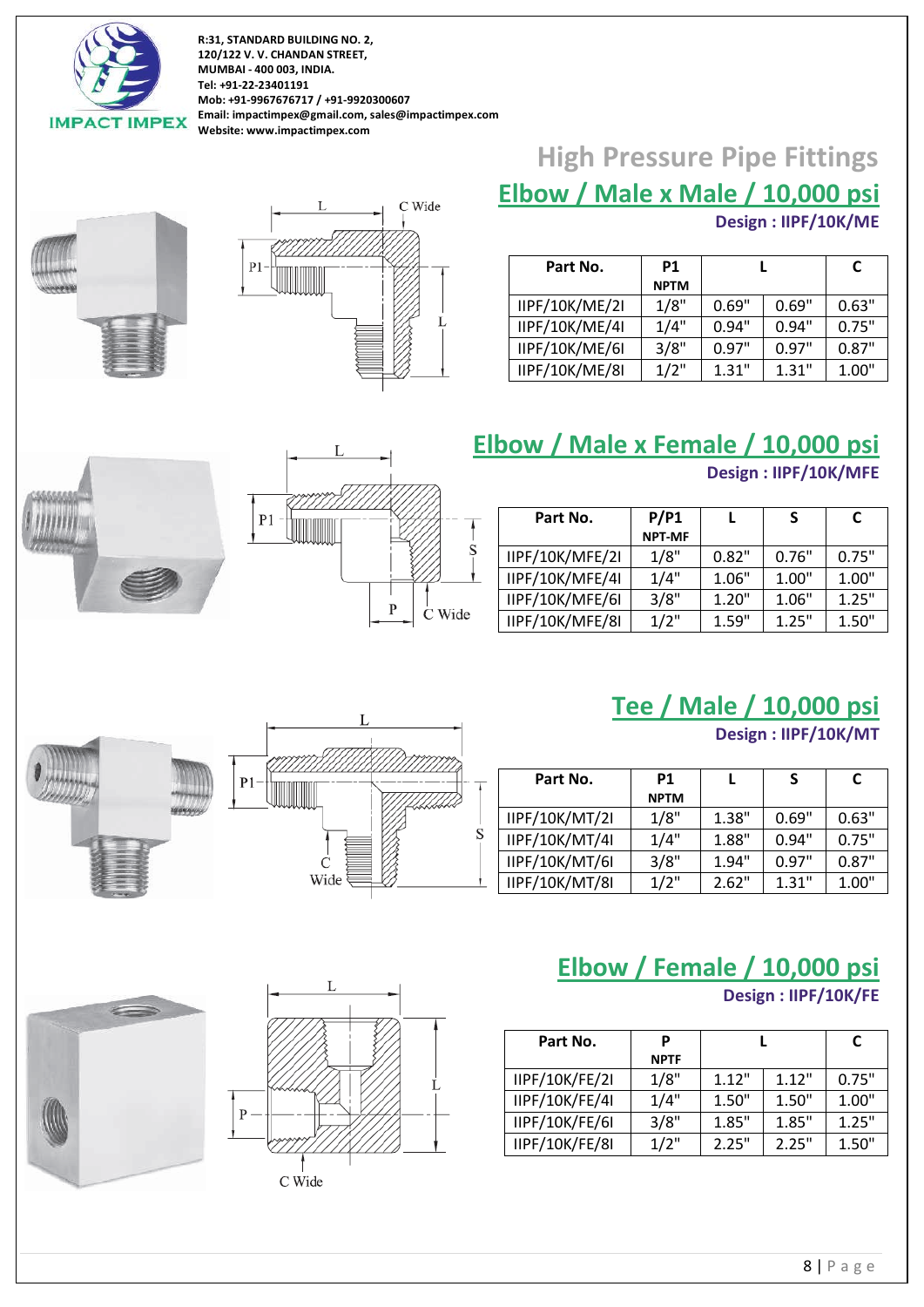R:31, STANDARD BUILDING NO. 2,
120/122 V. V. CHANDAN STREET,
MUMBAI - 400 003, INDIA.
Tel: +91-22-23401191
Mob: +91-9967676717 / +91-9920300607
Email: impactimpex@gmail.com, sales@impactimpex.com
Website: www.impactimpex.com

# High Pressure Pipe Fittings

## Elbow / Male x Male / 10,000 psi

**Design : IIPF/10K/ME**

| Part No. | P1 NPTM | L | | C |
|---|---|---|---|---|
| IIPF/10K/ME/2I | 1/8" | 0.69" | 0.69" | 0.63" |
| IIPF/10K/ME/4I | 1/4" | 0.94" | 0.94" | 0.75" |
| IIPF/10K/ME/6I | 3/8" | 0.97" | 0.97" | 0.87" |
| IIPF/10K/ME/8I | 1/2" | 1.31" | 1.31" | 1.00" |

## Elbow / Male x Female / 10,000 psi

**Design : IIPF/10K/MFE**

| Part No. | P/P1 NPT-MF | L | S | C |
|---|---|---|---|---|
| IIPF/10K/MFE/2I | 1/8" | 0.82" | 0.76" | 0.75" |
| IIPF/10K/MFE/4I | 1/4" | 1.06" | 1.00" | 1.00" |
| IIPF/10K/MFE/6I | 3/8" | 1.20" | 1.06" | 1.25" |
| IIPF/10K/MFE/8I | 1/2" | 1.59" | 1.25" | 1.50" |

## Tee / Male / 10,000 psi

**Design : IIPF/10K/MT**

| Part No. | P1 NPTM | L | S | C |
|---|---|---|---|---|
| IIPF/10K/MT/2I | 1/8" | 1.38" | 0.69" | 0.63" |
| IIPF/10K/MT/4I | 1/4" | 1.88" | 0.94" | 0.75" |
| IIPF/10K/MT/6I | 3/8" | 1.94" | 0.97" | 0.87" |
| IIPF/10K/MT/8I | 1/2" | 2.62" | 1.31" | 1.00" |

## Elbow / Female / 10,000 psi

**Design : IIPF/10K/FE**

| Part No. | P NPTF | L | | C |
|---|---|---|---|---|
| IIPF/10K/FE/2I | 1/8" | 1.12" | 1.12" | 0.75" |
| IIPF/10K/FE/4I | 1/4" | 1.50" | 1.50" | 1.00" |
| IIPF/10K/FE/6I | 3/8" | 1.85" | 1.85" | 1.25" |
| IIPF/10K/FE/8I | 1/2" | 2.25" | 2.25" | 1.50" |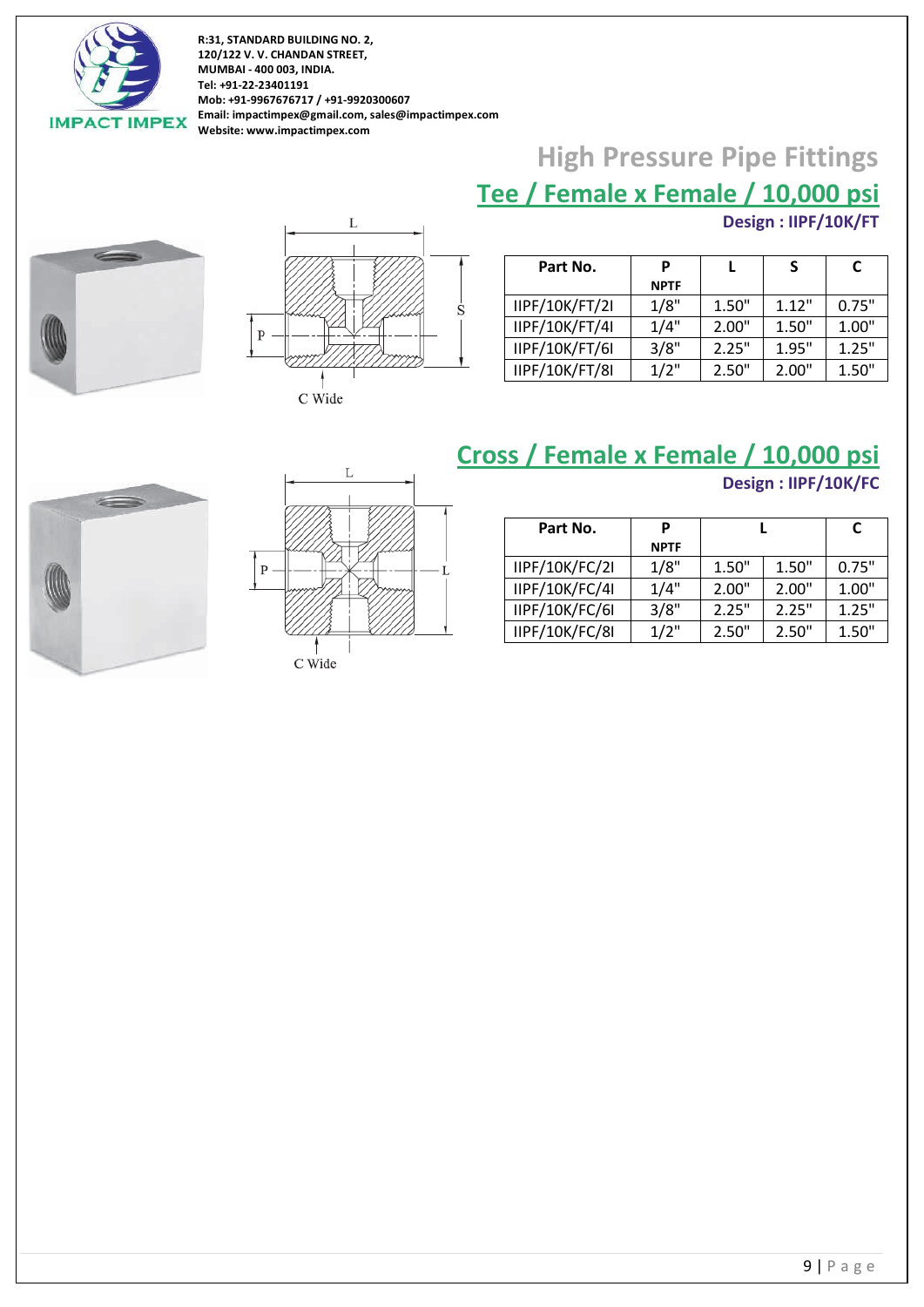R:31, STANDARD BUILDING NO. 2,
120/122 V. V. CHANDAN STREET,
MUMBAI - 400 003, INDIA.
Tel: +91-22-23401191
Mob: +91-9967676717 / +91-9920300607
Email: impactimpex@gmail.com, sales@impactimpex.com
Website: www.impactimpex.com

# High Pressure Pipe Fittings

## Tee / Female x Female / 10,000 psi

**Design : IIPF/10K/FT**

L

S

P

C Wide

| Part No. | P NPTF | L | S | C |
|---|---|---|---|---|
| IIPF/10K/FT/2I | 1/8" | 1.50" | 1.12" | 0.75" |
| IIPF/10K/FT/4I | 1/4" | 2.00" | 1.50" | 1.00" |
| IIPF/10K/FT/6I | 3/8" | 2.25" | 1.95" | 1.25" |
| IIPF/10K/FT/8I | 1/2" | 2.50" | 2.00" | 1.50" |

## Cross / Female x Female / 10,000 psi

**Design : IIPF/10K/FC**

L

P

L

C Wide

| Part No. | P NPTF | L | | C |
|---|---|---|---|---|
| IIPF/10K/FC/2I | 1/8" | 1.50" | 1.50" | 0.75" |
| IIPF/10K/FC/4I | 1/4" | 2.00" | 2.00" | 1.00" |
| IIPF/10K/FC/6I | 3/8" | 2.25" | 2.25" | 1.25" |
| IIPF/10K/FC/8I | 1/2" | 2.50" | 2.50" | 1.50" |